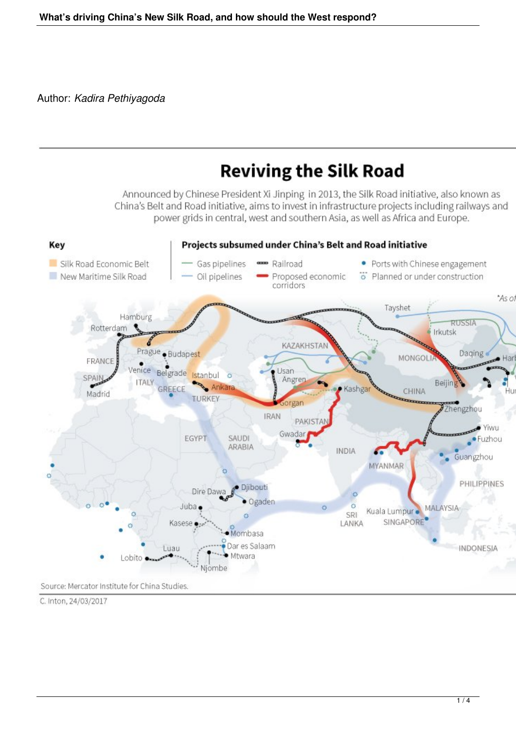Author: *Kadira Pethiyagoda*

## Reviving the Silk Road

Announced by Chinese President Xi Jinping in 2013, the Silk Road initiative, also known as China's Belt and Road initiative, aims to invest in infrastructure projects including railways and power grids in central, west and southern Asia, as well as Africa and Europe.

**Key**

- Silk Road Economic Belt
- New Maritime Silk Road

**Projects subsumed under China's Belt and Road initiative**

- Gas pipelines
- Oil pipelines
- Railroad
- Proposed economic corridors
- Ports with Chinese engagement
- Planned or under construction

*As of

Source: Mercator Institute for China Studies.

C. Inton, 24/03/2017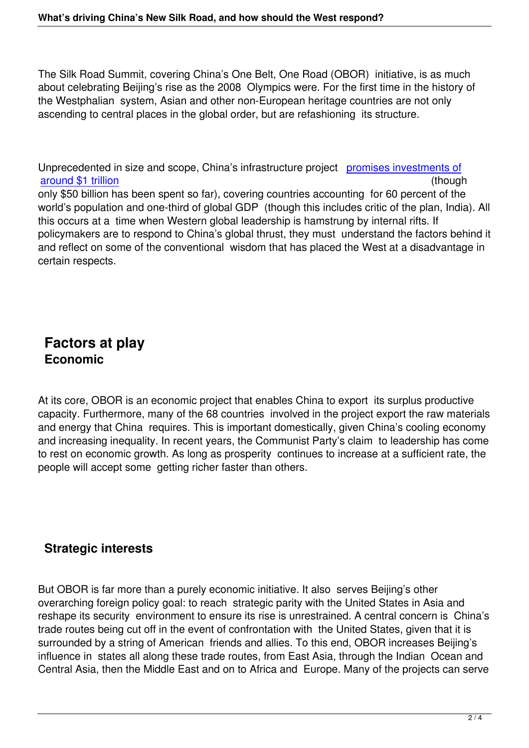The Silk Road Summit, covering China's One Belt, One Road (OBOR) initiative, is as much about celebrating Beijing's rise as the 2008 Olympics were. For the first time in the history of the Westphalian system, Asian and other non-European heritage countries are not only ascending to central places in the global order, but are refashioning its structure.

Unprecedented in size and scope, China's infrastructure project [promises investments of around $1 trillion] (though only $50 billion has been spent so far), covering countries accounting for 60 percent of the world's population and one-third of global GDP (though this includes critic of the plan, India). All this occurs at a time when Western global leadership is hamstrung by internal rifts. If policymakers are to respond to China's global thrust, they must understand the factors behind it and reflect on some of the conventional wisdom that has placed the West at a disadvantage in certain respects.

## Factors at play

### Economic

At its core, OBOR is an economic project that enables China to export its surplus productive capacity. Furthermore, many of the 68 countries involved in the project export the raw materials and energy that China requires. This is important domestically, given China's cooling economy and increasing inequality. In recent years, the Communist Party's claim to leadership has come to rest on economic growth. As long as prosperity continues to increase at a sufficient rate, the people will accept some getting richer faster than others.

### Strategic interests

But OBOR is far more than a purely economic initiative. It also serves Beijing's other overarching foreign policy goal: to reach strategic parity with the United States in Asia and reshape its security environment to ensure its rise is unrestrained. A central concern is China's trade routes being cut off in the event of confrontation with the United States, given that it is surrounded by a string of American friends and allies. To this end, OBOR increases Beijing's influence in states all along these trade routes, from East Asia, through the Indian Ocean and Central Asia, then the Middle East and on to Africa and Europe. Many of the projects can serve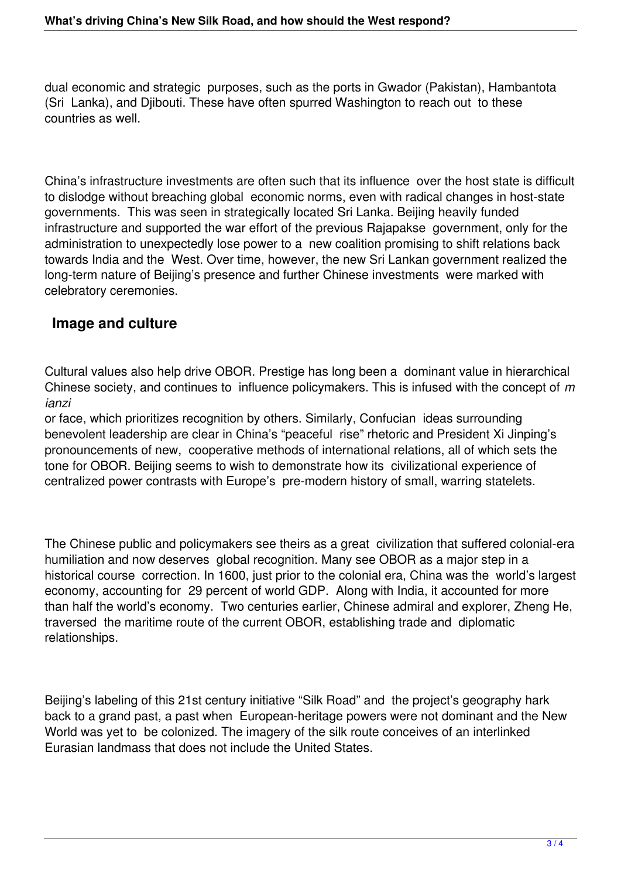dual economic and strategic purposes, such as the ports in Gwador (Pakistan), Hambantota (Sri Lanka), and Djibouti. These have often spurred Washington to reach out to these countries as well.

China's infrastructure investments are often such that its influence over the host state is difficult to dislodge without breaching global economic norms, even with radical changes in host-state governments. This was seen in strategically located Sri Lanka. Beijing heavily funded infrastructure and supported the war effort of the previous Rajapakse government, only for the administration to unexpectedly lose power to a new coalition promising to shift relations back towards India and the West. Over time, however, the new Sri Lankan government realized the long-term nature of Beijing's presence and further Chinese investments were marked with celebratory ceremonies.

## Image and culture

Cultural values also help drive OBOR. Prestige has long been a dominant value in hierarchical Chinese society, and continues to influence policymakers. This is infused with the concept of *mianzi* or face, which prioritizes recognition by others. Similarly, Confucian ideas surrounding benevolent leadership are clear in China's "peaceful rise" rhetoric and President Xi Jinping's pronouncements of new, cooperative methods of international relations, all of which sets the tone for OBOR. Beijing seems to wish to demonstrate how its civilizational experience of centralized power contrasts with Europe's pre-modern history of small, warring statelets.

The Chinese public and policymakers see theirs as a great civilization that suffered colonial-era humiliation and now deserves global recognition. Many see OBOR as a major step in a historical course correction. In 1600, just prior to the colonial era, China was the world's largest economy, accounting for 29 percent of world GDP. Along with India, it accounted for more than half the world's economy. Two centuries earlier, Chinese admiral and explorer, Zheng He, traversed the maritime route of the current OBOR, establishing trade and diplomatic relationships.

Beijing's labeling of this 21st century initiative "Silk Road" and the project's geography hark back to a grand past, a past when European-heritage powers were not dominant and the New World was yet to be colonized. The imagery of the silk route conceives of an interlinked Eurasian landmass that does not include the United States.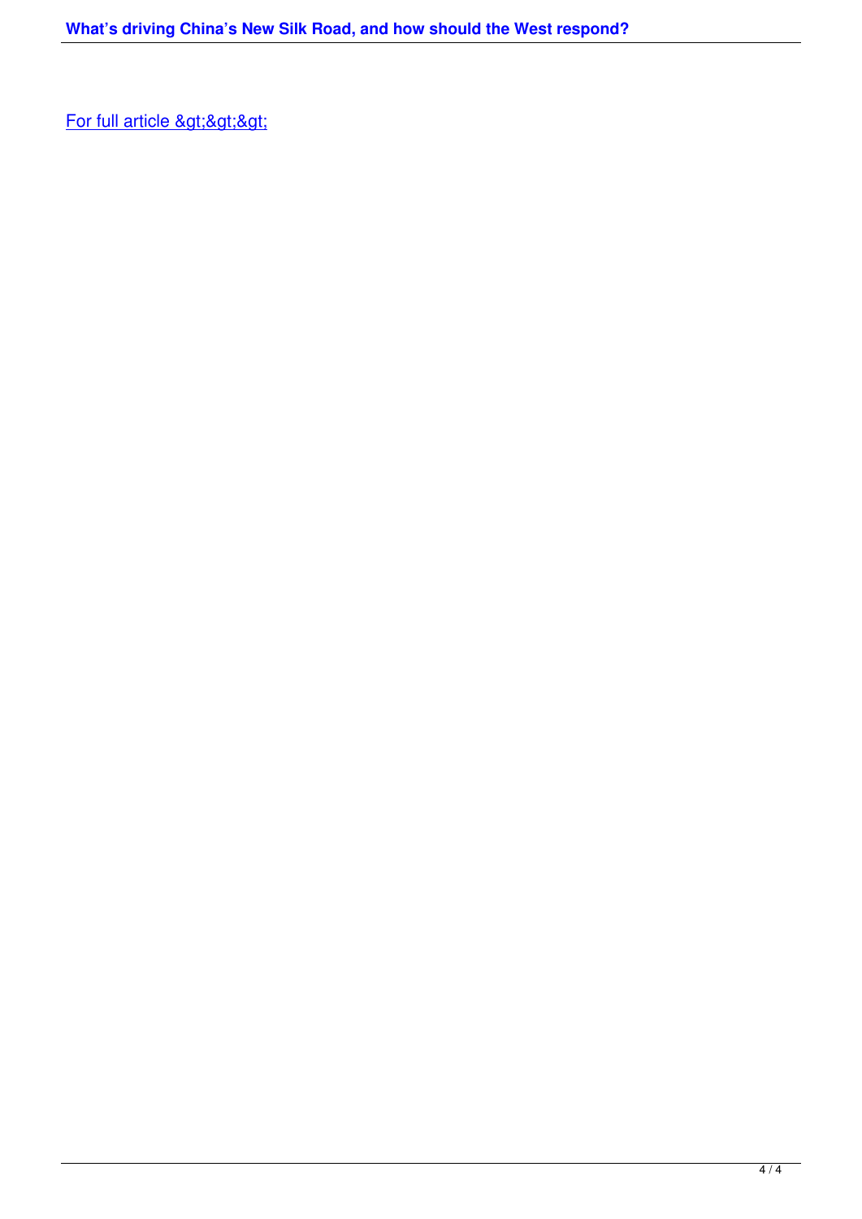For full article &gt;&gt;&gt;